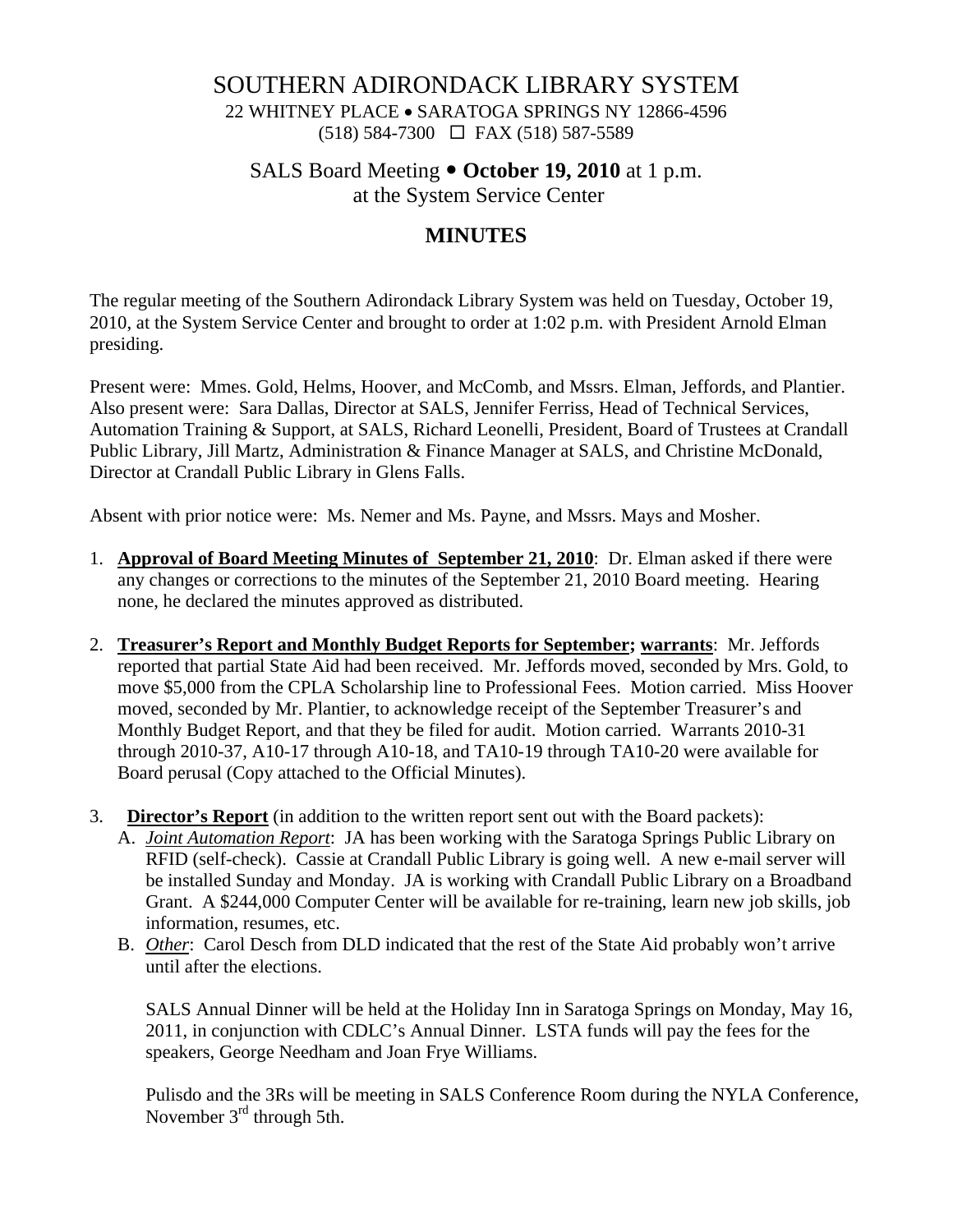# SOUTHERN ADIRONDACK LIBRARY SYSTEM

22 WHITNEY PLACE • SARATOGA SPRINGS NY 12866-4596
(518) 584-7300 ☐ FAX (518) 587-5589

## SALS Board Meeting • **October 19, 2010** at 1 p.m.
## at the System Service Center

## MINUTES

The regular meeting of the Southern Adirondack Library System was held on Tuesday, October 19, 2010, at the System Service Center and brought to order at 1:02 p.m. with President Arnold Elman presiding.

Present were: Mmes. Gold, Helms, Hoover, and McComb, and Mssrs. Elman, Jeffords, and Plantier. Also present were: Sara Dallas, Director at SALS, Jennifer Ferriss, Head of Technical Services, Automation Training & Support, at SALS, Richard Leonelli, President, Board of Trustees at Crandall Public Library, Jill Martz, Administration & Finance Manager at SALS, and Christine McDonald, Director at Crandall Public Library in Glens Falls.

Absent with prior notice were: Ms. Nemer and Ms. Payne, and Mssrs. Mays and Mosher.

1. **Approval of Board Meeting Minutes of September 21, 2010**: Dr. Elman asked if there were any changes or corrections to the minutes of the September 21, 2010 Board meeting. Hearing none, he declared the minutes approved as distributed.

2. **Treasurer's Report and Monthly Budget Reports for September; warrants**: Mr. Jeffords reported that partial State Aid had been received. Mr. Jeffords moved, seconded by Mrs. Gold, to move $5,000 from the CPLA Scholarship line to Professional Fees. Motion carried. Miss Hoover moved, seconded by Mr. Plantier, to acknowledge receipt of the September Treasurer's and Monthly Budget Report, and that they be filed for audit. Motion carried. Warrants 2010-31 through 2010-37, A10-17 through A10-18, and TA10-19 through TA10-20 were available for Board perusal (Copy attached to the Official Minutes).

3. **Director's Report** (in addition to the written report sent out with the Board packets):
   A. *Joint Automation Report*: JA has been working with the Saratoga Springs Public Library on RFID (self-check). Cassie at Crandall Public Library is going well. A new e-mail server will be installed Sunday and Monday. JA is working with Crandall Public Library on a Broadband Grant. A $244,000 Computer Center will be available for re-training, learn new job skills, job information, resumes, etc.
   B. *Other*: Carol Desch from DLD indicated that the rest of the State Aid probably won't arrive until after the elections.

      SALS Annual Dinner will be held at the Holiday Inn in Saratoga Springs on Monday, May 16, 2011, in conjunction with CDLC's Annual Dinner. LSTA funds will pay the fees for the speakers, George Needham and Joan Frye Williams.

      Pulisdo and the 3Rs will be meeting in SALS Conference Room during the NYLA Conference, November 3rd through 5th.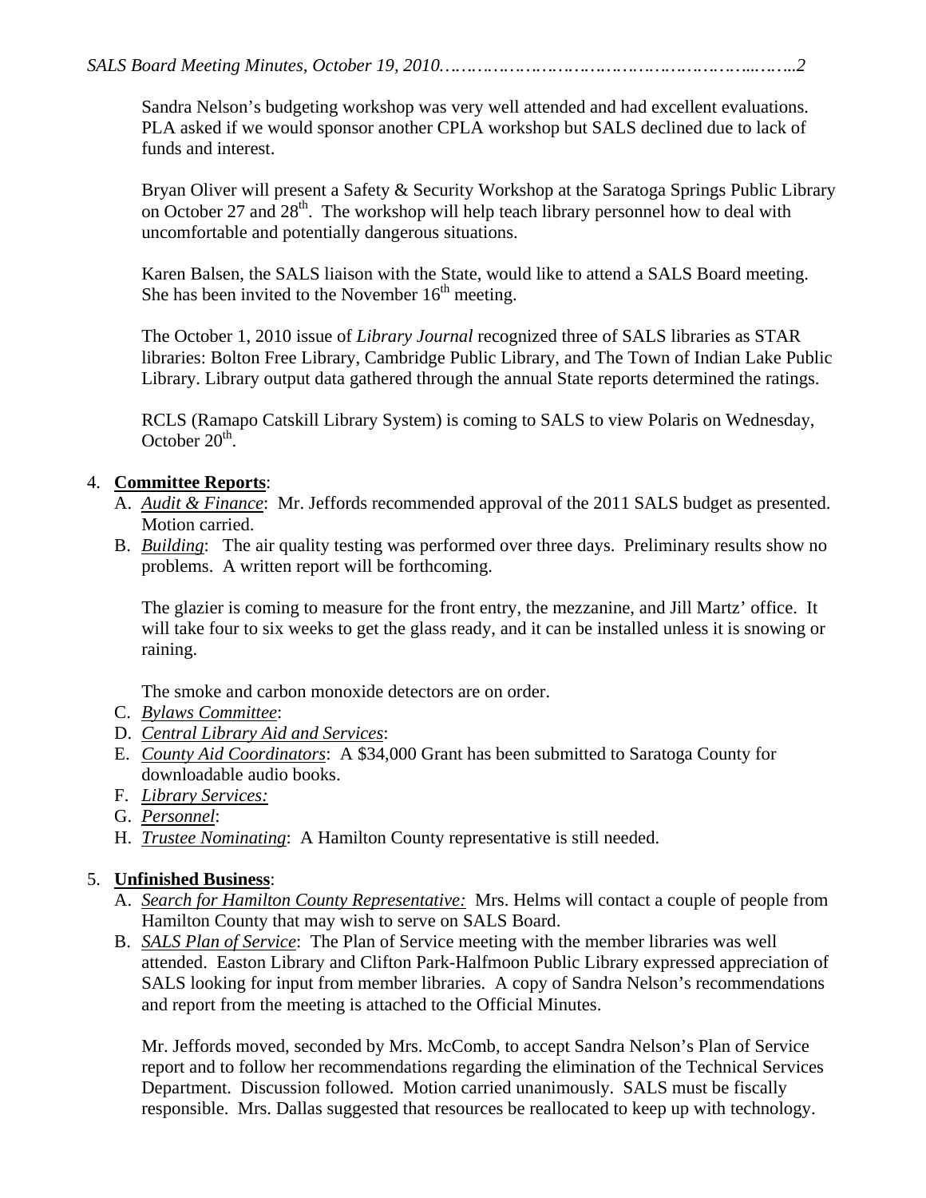Sandra Nelson's budgeting workshop was very well attended and had excellent evaluations. PLA asked if we would sponsor another CPLA workshop but SALS declined due to lack of funds and interest.

Bryan Oliver will present a Safety & Security Workshop at the Saratoga Springs Public Library on October 27 and 28th. The workshop will help teach library personnel how to deal with uncomfortable and potentially dangerous situations.

Karen Balsen, the SALS liaison with the State, would like to attend a SALS Board meeting. She has been invited to the November 16th meeting.

The October 1, 2010 issue of *Library Journal* recognized three of SALS libraries as STAR libraries: Bolton Free Library, Cambridge Public Library, and The Town of Indian Lake Public Library. Library output data gathered through the annual State reports determined the ratings.

RCLS (Ramapo Catskill Library System) is coming to SALS to view Polaris on Wednesday, October 20th.

4. **Committee Reports**:
   A. *Audit & Finance*: Mr. Jeffords recommended approval of the 2011 SALS budget as presented. Motion carried.
   B. *Building*: The air quality testing was performed over three days. Preliminary results show no problems. A written report will be forthcoming.

      The glazier is coming to measure for the front entry, the mezzanine, and Jill Martz' office. It will take four to six weeks to get the glass ready, and it can be installed unless it is snowing or raining.

      The smoke and carbon monoxide detectors are on order.
   C. *Bylaws Committee*:
   D. *Central Library Aid and Services*:
   E. *County Aid Coordinators*: A $34,000 Grant has been submitted to Saratoga County for downloadable audio books.
   F. *Library Services:*
   G. *Personnel*:
   H. *Trustee Nominating*: A Hamilton County representative is still needed.

5. **Unfinished Business**:
   A. *Search for Hamilton County Representative:* Mrs. Helms will contact a couple of people from Hamilton County that may wish to serve on SALS Board.
   B. *SALS Plan of Service*: The Plan of Service meeting with the member libraries was well attended. Easton Library and Clifton Park-Halfmoon Public Library expressed appreciation of SALS looking for input from member libraries. A copy of Sandra Nelson's recommendations and report from the meeting is attached to the Official Minutes.

      Mr. Jeffords moved, seconded by Mrs. McComb, to accept Sandra Nelson's Plan of Service report and to follow her recommendations regarding the elimination of the Technical Services Department. Discussion followed. Motion carried unanimously. SALS must be fiscally responsible. Mrs. Dallas suggested that resources be reallocated to keep up with technology.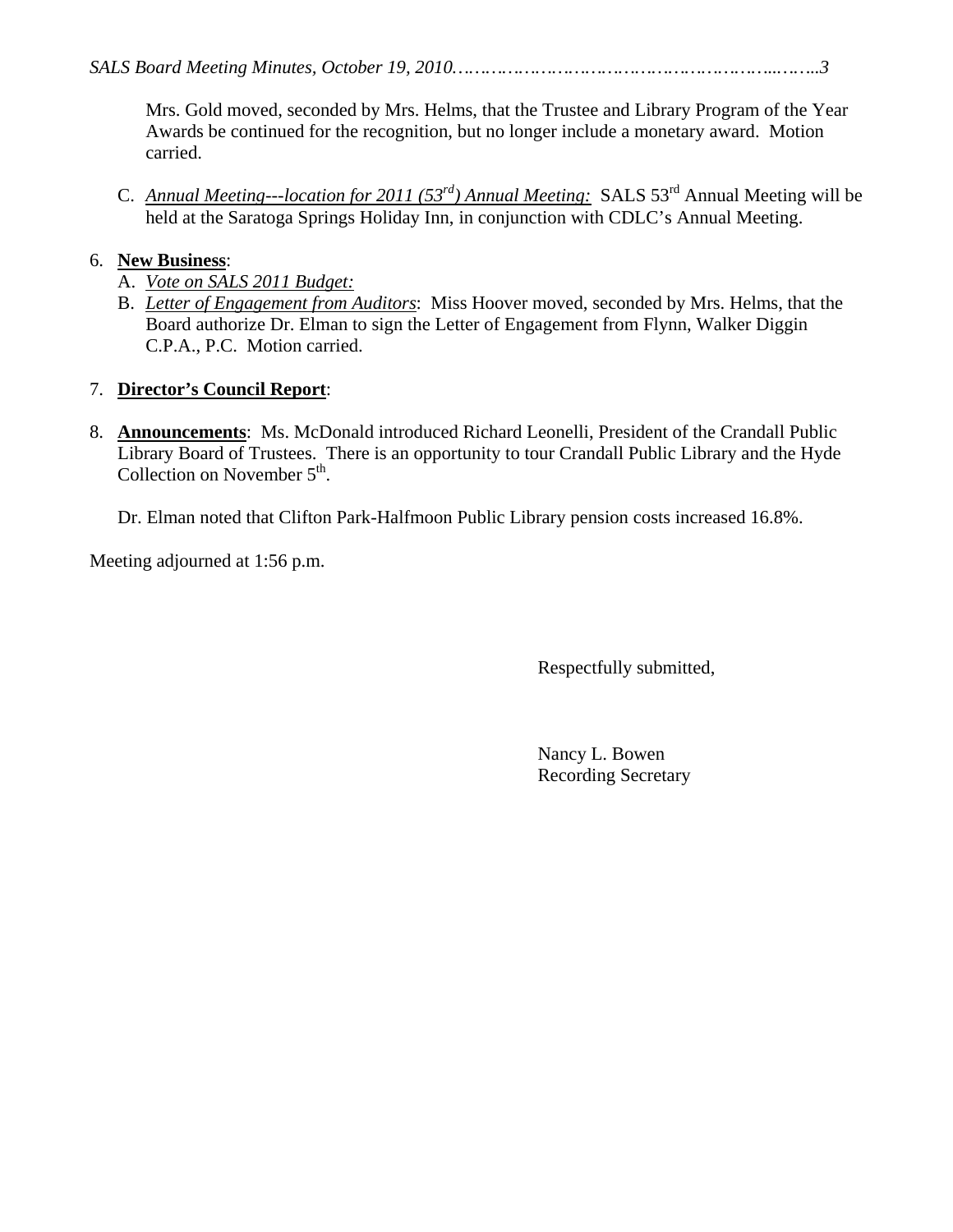Mrs. Gold moved, seconded by Mrs. Helms, that the Trustee and Library Program of the Year Awards be continued for the recognition, but no longer include a monetary award. Motion carried.

C. *Annual Meeting---location for 2011 (53rd) Annual Meeting:* SALS 53rd Annual Meeting will be held at the Saratoga Springs Holiday Inn, in conjunction with CDLC's Annual Meeting.

6. **New Business**:
   A. *Vote on SALS 2011 Budget:*
   B. *Letter of Engagement from Auditors*: Miss Hoover moved, seconded by Mrs. Helms, that the Board authorize Dr. Elman to sign the Letter of Engagement from Flynn, Walker Diggin C.P.A., P.C. Motion carried.

7. **Director's Council Report**:

8. **Announcements**: Ms. McDonald introduced Richard Leonelli, President of the Crandall Public Library Board of Trustees. There is an opportunity to tour Crandall Public Library and the Hyde Collection on November 5th.

   Dr. Elman noted that Clifton Park-Halfmoon Public Library pension costs increased 16.8%.

Meeting adjourned at 1:56 p.m.

Respectfully submitted,

Nancy L. Bowen
Recording Secretary